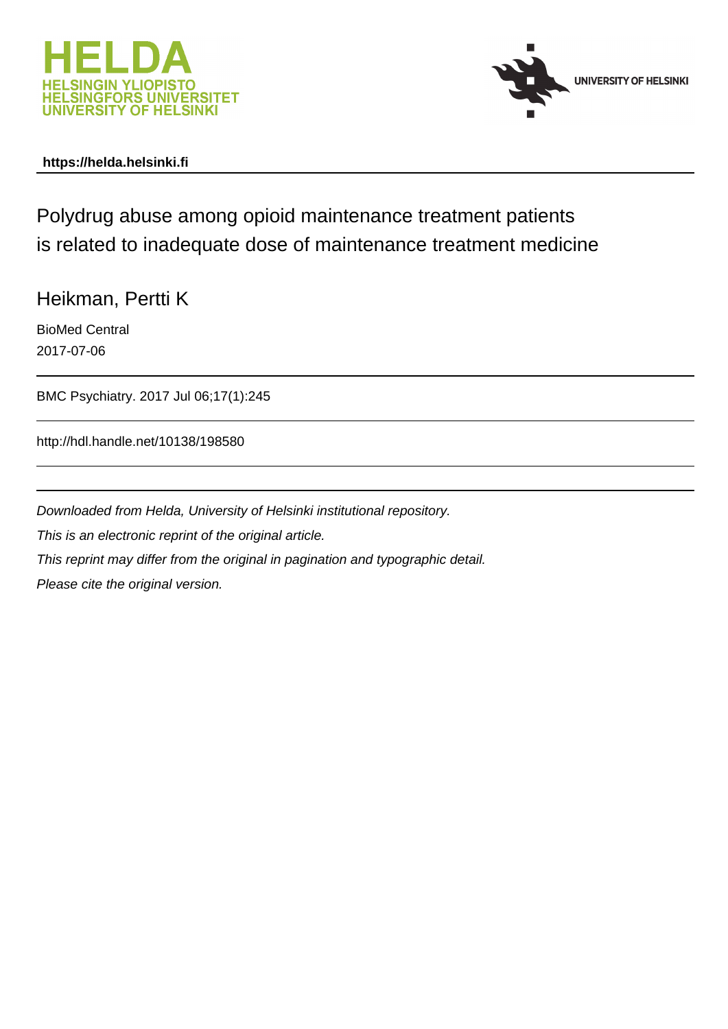**https://helda.helsinki.fi**

# Polydrug abuse among opioid maintenance treatment patients is related to inadequate dose of maintenance treatment medicine

Heikman, Pertti K

BioMed Central

2017-07-06

BMC Psychiatry. 2017 Jul 06;17(1):245

http://hdl.handle.net/10138/198580

*Downloaded from Helda, University of Helsinki institutional repository.*

*This is an electronic reprint of the original article.*

*This reprint may differ from the original in pagination and typographic detail.*

*Please cite the original version.*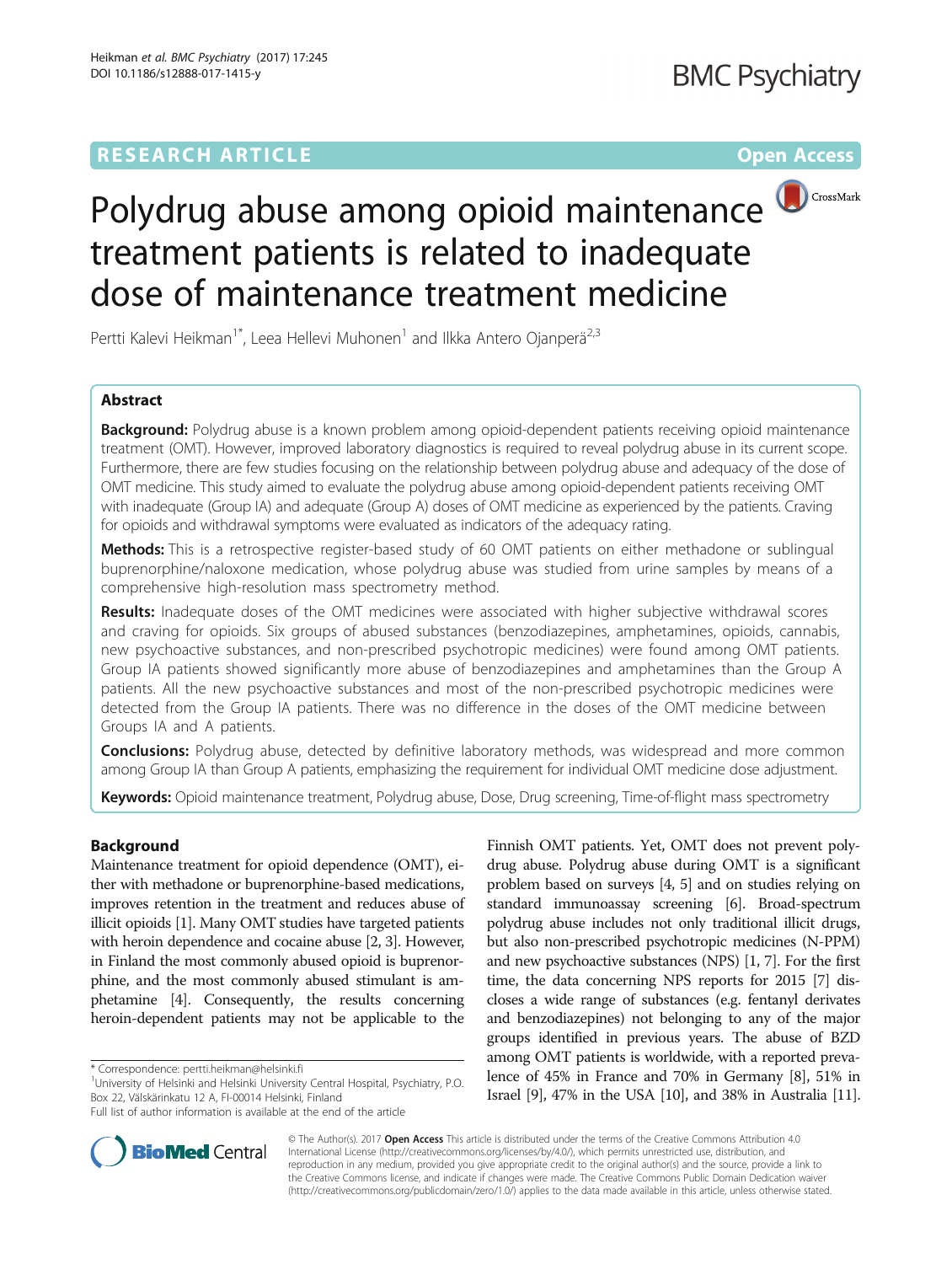# Polydrug abuse among opioid maintenance treatment patients is related to inadequate dose of maintenance treatment medicine

Pertti Kalevi Heikman[1*], Leea Hellevi Muhonen[1] and Ilkka Antero Ojanperä[2,3]

## Abstract

**Background:** Polydrug abuse is a known problem among opioid-dependent patients receiving opioid maintenance treatment (OMT). However, improved laboratory diagnostics is required to reveal polydrug abuse in its current scope. Furthermore, there are few studies focusing on the relationship between polydrug abuse and adequacy of the dose of OMT medicine. This study aimed to evaluate the polydrug abuse among opioid-dependent patients receiving OMT with inadequate (Group IA) and adequate (Group A) doses of OMT medicine as experienced by the patients. Craving for opioids and withdrawal symptoms were evaluated as indicators of the adequacy rating.

**Methods:** This is a retrospective register-based study of 60 OMT patients on either methadone or sublingual buprenorphine/naloxone medication, whose polydrug abuse was studied from urine samples by means of a comprehensive high-resolution mass spectrometry method.

**Results:** Inadequate doses of the OMT medicines were associated with higher subjective withdrawal scores and craving for opioids. Six groups of abused substances (benzodiazepines, amphetamines, opioids, cannabis, new psychoactive substances, and non-prescribed psychotropic medicines) were found among OMT patients. Group IA patients showed significantly more abuse of benzodiazepines and amphetamines than the Group A patients. All the new psychoactive substances and most of the non-prescribed psychotropic medicines were detected from the Group IA patients. There was no difference in the doses of the OMT medicine between Groups IA and A patients.

**Conclusions:** Polydrug abuse, detected by definitive laboratory methods, was widespread and more common among Group IA than Group A patients, emphasizing the requirement for individual OMT medicine dose adjustment.

**Keywords:** Opioid maintenance treatment, Polydrug abuse, Dose, Drug screening, Time-of-flight mass spectrometry

## Background

Maintenance treatment for opioid dependence (OMT), either with methadone or buprenorphine-based medications, improves retention in the treatment and reduces abuse of illicit opioids [1]. Many OMT studies have targeted patients with heroin dependence and cocaine abuse [2, 3]. However, in Finland the most commonly abused opioid is buprenorphine, and the most commonly abused stimulant is amphetamine [4]. Consequently, the results concerning heroin-dependent patients may not be applicable to the Finnish OMT patients. Yet, OMT does not prevent polydrug abuse. Polydrug abuse during OMT is a significant problem based on surveys [4, 5] and on studies relying on standard immunoassay screening [6]. Broad-spectrum polydrug abuse includes not only traditional illicit drugs, but also non-prescribed psychotropic medicines (N-PPM) and new psychoactive substances (NPS) [1, 7]. For the first time, the data concerning NPS reports for 2015 [7] discloses a wide range of substances (e.g. fentanyl derivates and benzodiazepines) not belonging to any of the major groups identified in previous years. The abuse of BZD among OMT patients is worldwide, with a reported prevalence of 45% in France and 70% in Germany [8], 51% in Israel [9], 47% in the USA [10], and 38% in Australia [11].

\* Correspondence: pertti.heikman@helsinki.fi

[1]University of Helsinki and Helsinki University Central Hospital, Psychiatry, P.O. Box 22, Välskärinkatu 12 A, FI-00014 Helsinki, Finland

Full list of author information is available at the end of the article

© The Author(s). 2017 **Open Access** This article is distributed under the terms of the Creative Commons Attribution 4.0 International License (http://creativecommons.org/licenses/by/4.0/), which permits unrestricted use, distribution, and reproduction in any medium, provided you give appropriate credit to the original author(s) and the source, provide a link to the Creative Commons license, and indicate if changes were made. The Creative Commons Public Domain Dedication waiver (http://creativecommons.org/publicdomain/zero/1.0/) applies to the data made available in this article, unless otherwise stated.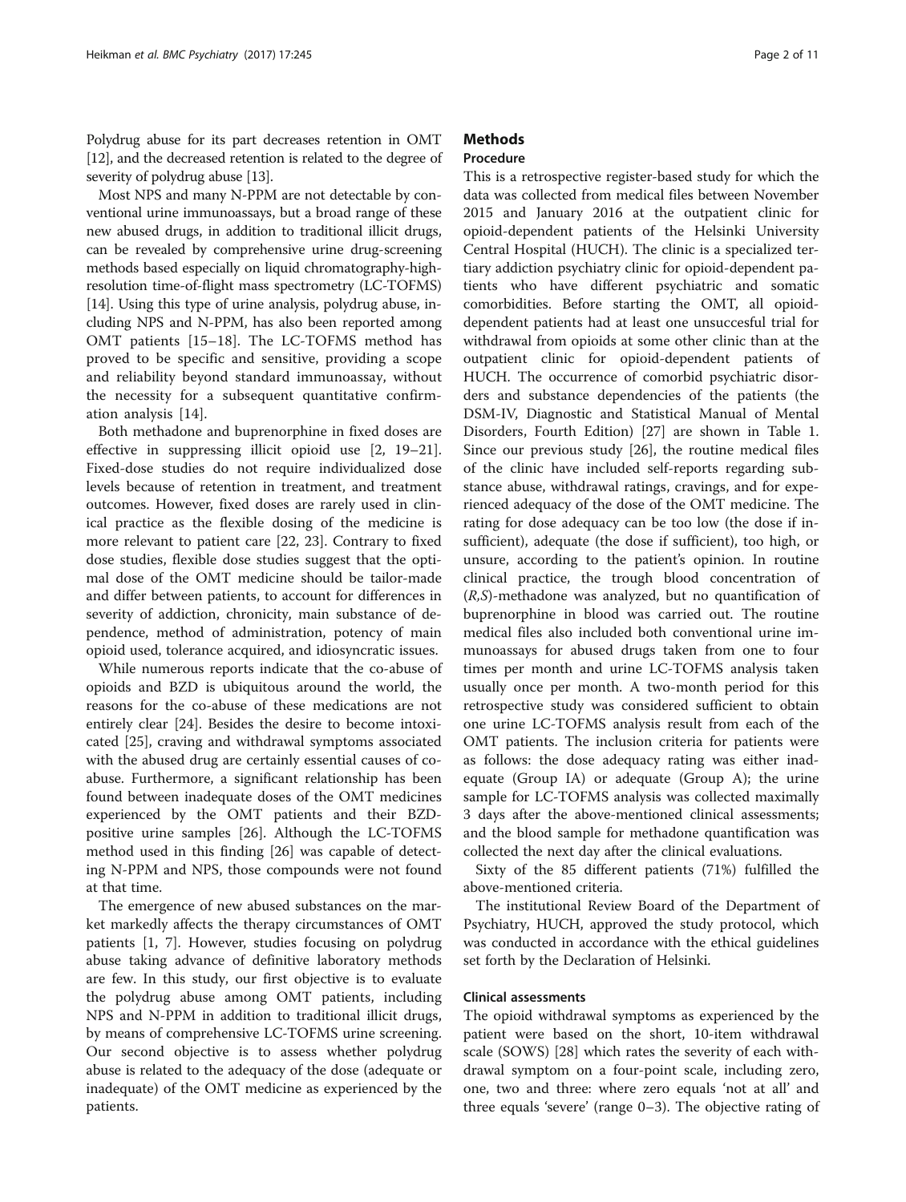Polydrug abuse for its part decreases retention in OMT [12], and the decreased retention is related to the degree of severity of polydrug abuse [13].

Most NPS and many N-PPM are not detectable by conventional urine immunoassays, but a broad range of these new abused drugs, in addition to traditional illicit drugs, can be revealed by comprehensive urine drug-screening methods based especially on liquid chromatography-high-resolution time-of-flight mass spectrometry (LC-TOFMS) [14]. Using this type of urine analysis, polydrug abuse, including NPS and N-PPM, has also been reported among OMT patients [15–18]. The LC-TOFMS method has proved to be specific and sensitive, providing a scope and reliability beyond standard immunoassay, without the necessity for a subsequent quantitative confirmation analysis [14].

Both methadone and buprenorphine in fixed doses are effective in suppressing illicit opioid use [2, 19–21]. Fixed-dose studies do not require individualized dose levels because of retention in treatment, and treatment outcomes. However, fixed doses are rarely used in clinical practice as the flexible dosing of the medicine is more relevant to patient care [22, 23]. Contrary to fixed dose studies, flexible dose studies suggest that the optimal dose of the OMT medicine should be tailor-made and differ between patients, to account for differences in severity of addiction, chronicity, main substance of dependence, method of administration, potency of main opioid used, tolerance acquired, and idiosyncratic issues.

While numerous reports indicate that the co-abuse of opioids and BZD is ubiquitous around the world, the reasons for the co-abuse of these medications are not entirely clear [24]. Besides the desire to become intoxicated [25], craving and withdrawal symptoms associated with the abused drug are certainly essential causes of co-abuse. Furthermore, a significant relationship has been found between inadequate doses of the OMT medicines experienced by the OMT patients and their BZD-positive urine samples [26]. Although the LC-TOFMS method used in this finding [26] was capable of detecting N-PPM and NPS, those compounds were not found at that time.

The emergence of new abused substances on the market markedly affects the therapy circumstances of OMT patients [1, 7]. However, studies focusing on polydrug abuse taking advance of definitive laboratory methods are few. In this study, our first objective is to evaluate the polydrug abuse among OMT patients, including NPS and N-PPM in addition to traditional illicit drugs, by means of comprehensive LC-TOFMS urine screening. Our second objective is to assess whether polydrug abuse is related to the adequacy of the dose (adequate or inadequate) of the OMT medicine as experienced by the patients.

## Methods

### Procedure

This is a retrospective register-based study for which the data was collected from medical files between November 2015 and January 2016 at the outpatient clinic for opioid-dependent patients of the Helsinki University Central Hospital (HUCH). The clinic is a specialized tertiary addiction psychiatry clinic for opioid-dependent patients who have different psychiatric and somatic comorbidities. Before starting the OMT, all opioid-dependent patients had at least one unsucessful trial for withdrawal from opioids at some other clinic than at the outpatient clinic for opioid-dependent patients of HUCH. The occurrence of comorbid psychiatric disorders and substance dependencies of the patients (the DSM-IV, Diagnostic and Statistical Manual of Mental Disorders, Fourth Edition) [27] are shown in Table 1. Since our previous study [26], the routine medical files of the clinic have included self-reports regarding substance abuse, withdrawal ratings, cravings, and for experienced adequacy of the dose of the OMT medicine. The rating for dose adequacy can be too low (the dose if insufficient), adequate (the dose if sufficient), too high, or unsure, according to the patient's opinion. In routine clinical practice, the trough blood concentration of (*R,S*)-methadone was analyzed, but no quantification of buprenorphine in blood was carried out. The routine medical files also included both conventional urine immunoassays for abused drugs taken from one to four times per month and urine LC-TOFMS analysis taken usually once per month. A two-month period for this retrospective study was considered sufficient to obtain one urine LC-TOFMS analysis result from each of the OMT patients. The inclusion criteria for patients were as follows: the dose adequacy rating was either inadequate (Group IA) or adequate (Group A); the urine sample for LC-TOFMS analysis was collected maximally 3 days after the above-mentioned clinical assessments; and the blood sample for methadone quantification was collected the next day after the clinical evaluations.

Sixty of the 85 different patients (71%) fulfilled the above-mentioned criteria.

The institutional Review Board of the Department of Psychiatry, HUCH, approved the study protocol, which was conducted in accordance with the ethical guidelines set forth by the Declaration of Helsinki.

### Clinical assessments

The opioid withdrawal symptoms as experienced by the patient were based on the short, 10-item withdrawal scale (SOWS) [28] which rates the severity of each withdrawal symptom on a four-point scale, including zero, one, two and three: where zero equals 'not at all' and three equals 'severe' (range 0–3). The objective rating of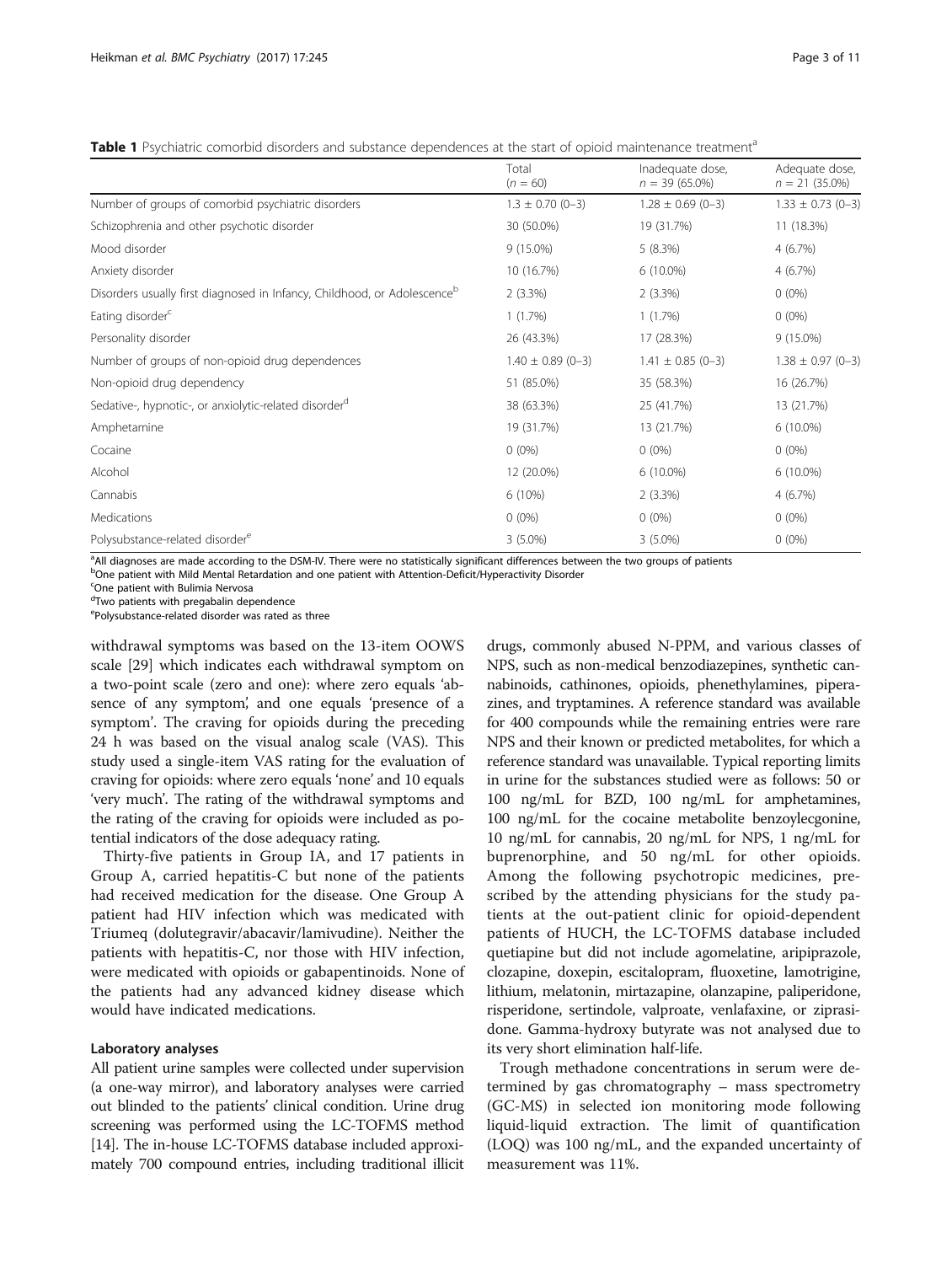**Table 1** Psychiatric comorbid disorders and substance dependences at the start of opioid maintenance treatment[a]

| | Total ($n = 60$) | Inadequate dose, $n = 39$ (65.0%) | Adequate dose, $n = 21$ (35.0%) |
|---|---|---|---|
| Number of groups of comorbid psychiatric disorders | 1.3 ± 0.70 (0–3) | 1.28 ± 0.69 (0–3) | 1.33 ± 0.73 (0–3) |
| Schizophrenia and other psychotic disorder | 30 (50.0%) | 19 (31.7%) | 11 (18.3%) |
| Mood disorder | 9 (15.0%) | 5 (8.3%) | 4 (6.7%) |
| Anxiety disorder | 10 (16.7%) | 6 (10.0%) | 4 (6.7%) |
| Disorders usually first diagnosed in Infancy, Childhood, or Adolescence[b] | 2 (3.3%) | 2 (3.3%) | 0 (0%) |
| Eating disorder[c] | 1 (1.7%) | 1 (1.7%) | 0 (0%) |
| Personality disorder | 26 (43.3%) | 17 (28.3%) | 9 (15.0%) |
| Number of groups of non-opioid drug dependences | 1.40 ± 0.89 (0–3) | 1.41 ± 0.85 (0–3) | 1.38 ± 0.97 (0–3) |
| Non-opioid drug dependency | 51 (85.0%) | 35 (58.3%) | 16 (26.7%) |
| Sedative-, hypnotic-, or anxiolytic-related disorder[d] | 38 (63.3%) | 25 (41.7%) | 13 (21.7%) |
| Amphetamine | 19 (31.7%) | 13 (21.7%) | 6 (10.0%) |
| Cocaine | 0 (0%) | 0 (0%) | 0 (0%) |
| Alcohol | 12 (20.0%) | 6 (10.0%) | 6 (10.0%) |
| Cannabis | 6 (10%) | 2 (3.3%) | 4 (6.7%) |
| Medications | 0 (0%) | 0 (0%) | 0 (0%) |
| Polysubstance-related disorder[e] | 3 (5.0%) | 3 (5.0%) | 0 (0%) |

[a]All diagnoses are made according to the DSM-IV. There were no statistically significant differences between the two groups of patients
[b]One patient with Mild Mental Retardation and one patient with Attention-Deficit/Hyperactivity Disorder
[c]One patient with Bulimia Nervosa
[d]Two patients with pregabalin dependence
[e]Polysubstance-related disorder was rated as three

withdrawal symptoms was based on the 13-item OOWS scale [29] which indicates each withdrawal symptom on a two-point scale (zero and one): where zero equals 'absence of any symptom', and one equals 'presence of a symptom'. The craving for opioids during the preceding 24 h was based on the visual analog scale (VAS). This study used a single-item VAS rating for the evaluation of craving for opioids: where zero equals 'none' and 10 equals 'very much'. The rating of the withdrawal symptoms and the rating of the craving for opioids were included as potential indicators of the dose adequacy rating.

Thirty-five patients in Group IA, and 17 patients in Group A, carried hepatitis-C but none of the patients had received medication for the disease. One Group A patient had HIV infection which was medicated with Triumeq (dolutegravir/abacavir/lamivudine). Neither the patients with hepatitis-C, nor those with HIV infection, were medicated with opioids or gabapentinoids. None of the patients had any advanced kidney disease which would have indicated medications.

### Laboratory analyses

All patient urine samples were collected under supervision (a one-way mirror), and laboratory analyses were carried out blinded to the patients' clinical condition. Urine drug screening was performed using the LC-TOFMS method [14]. The in-house LC-TOFMS database included approximately 700 compound entries, including traditional illicit drugs, commonly abused N-PPM, and various classes of NPS, such as non-medical benzodiazepines, synthetic cannabinoids, cathinones, opioids, phenethylamines, piperazines, and tryptamines. A reference standard was available for 400 compounds while the remaining entries were rare NPS and their known or predicted metabolites, for which a reference standard was unavailable. Typical reporting limits in urine for the substances studied were as follows: 50 or 100 ng/mL for BZD, 100 ng/mL for amphetamines, 100 ng/mL for the cocaine metabolite benzoylecgonine, 10 ng/mL for cannabis, 20 ng/mL for NPS, 1 ng/mL for buprenorphine, and 50 ng/mL for other opioids. Among the following psychotropic medicines, prescribed by the attending physicians for the study patients at the out-patient clinic for opioid-dependent patients of HUCH, the LC-TOFMS database included quetiapine but did not include agomelatine, aripiprazole, clozapine, doxepin, escitalopram, fluoxetine, lamotrigine, lithium, melatonin, mirtazapine, olanzapine, paliperidone, risperidone, sertindole, valproate, venlafaxine, or ziprasidone. Gamma-hydroxy butyrate was not analysed due to its very short elimination half-life.

Trough methadone concentrations in serum were determined by gas chromatography – mass spectrometry (GC-MS) in selected ion monitoring mode following liquid-liquid extraction. The limit of quantification (LOQ) was 100 ng/mL, and the expanded uncertainty of measurement was 11%.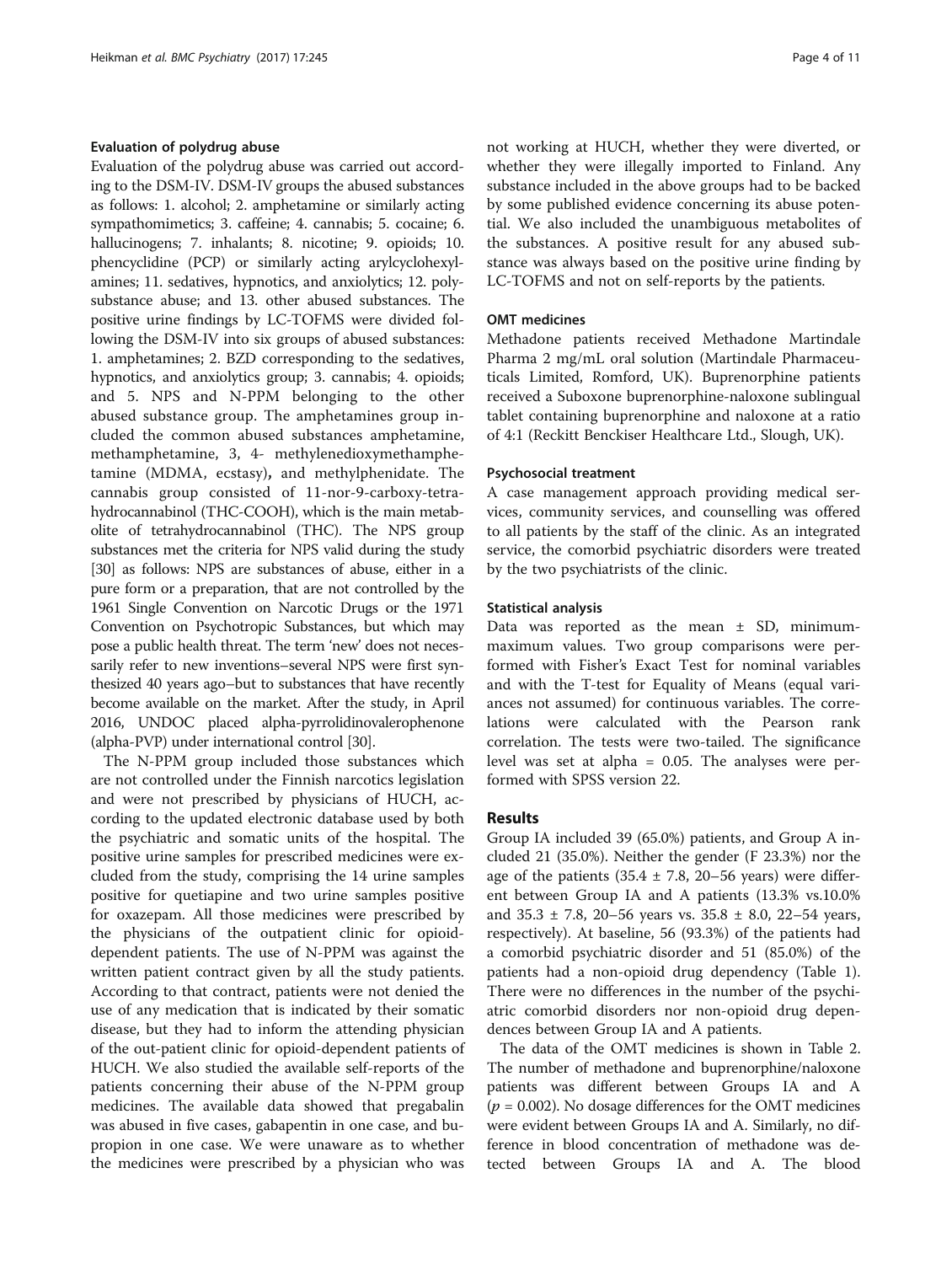#### Evaluation of polydrug abuse

Evaluation of the polydrug abuse was carried out according to the DSM-IV. DSM-IV groups the abused substances as follows: 1. alcohol; 2. amphetamine or similarly acting sympathomimetics; 3. caffeine; 4. cannabis; 5. cocaine; 6. hallucinogens; 7. inhalants; 8. nicotine; 9. opioids; 10. phencyclidine (PCP) or similarly acting arylcyclohexylamines; 11. sedatives, hypnotics, and anxiolytics; 12. polysubstance abuse; and 13. other abused substances. The positive urine findings by LC-TOFMS were divided following the DSM-IV into six groups of abused substances: 1. amphetamines; 2. BZD corresponding to the sedatives, hypnotics, and anxiolytics group; 3. cannabis; 4. opioids; and 5. NPS and N-PPM belonging to the other abused substance group. The amphetamines group included the common abused substances amphetamine, methamphetamine, 3, 4- methylenedioxymethamphetamine (MDMA, ecstasy), and methylphenidate. The cannabis group consisted of 11-nor-9-carboxy-tetrahydrocannabinol (THC-COOH), which is the main metabolite of tetrahydrocannabinol (THC). The NPS group substances met the criteria for NPS valid during the study [30] as follows: NPS are substances of abuse, either in a pure form or a preparation, that are not controlled by the 1961 Single Convention on Narcotic Drugs or the 1971 Convention on Psychotropic Substances, but which may pose a public health threat. The term 'new' does not necessarily refer to new inventions–several NPS were first synthesized 40 years ago–but to substances that have recently become available on the market. After the study, in April 2016, UNDOC placed alpha-pyrrolidinovalerophenone (alpha-PVP) under international control [30].

The N-PPM group included those substances which are not controlled under the Finnish narcotics legislation and were not prescribed by physicians of HUCH, according to the updated electronic database used by both the psychiatric and somatic units of the hospital. The positive urine samples for prescribed medicines were excluded from the study, comprising the 14 urine samples positive for quetiapine and two urine samples positive for oxazepam. All those medicines were prescribed by the physicians of the outpatient clinic for opioid-dependent patients. The use of N-PPM was against the written patient contract given by all the study patients. According to that contract, patients were not denied the use of any medication that is indicated by their somatic disease, but they had to inform the attending physician of the out-patient clinic for opioid-dependent patients of HUCH. We also studied the available self-reports of the patients concerning their abuse of the N-PPM group medicines. The available data showed that pregabalin was abused in five cases, gabapentin in one case, and bupropion in one case. We were unaware as to whether the medicines were prescribed by a physician who was not working at HUCH, whether they were diverted, or whether they were illegally imported to Finland. Any substance included in the above groups had to be backed by some published evidence concerning its abuse potential. We also included the unambiguous metabolites of the substances. A positive result for any abused substance was always based on the positive urine finding by LC-TOFMS and not on self-reports by the patients.

#### OMT medicines

Methadone patients received Methadone Martindale Pharma 2 mg/mL oral solution (Martindale Pharmaceuticals Limited, Romford, UK). Buprenorphine patients received a Suboxone buprenorphine-naloxone sublingual tablet containing buprenorphine and naloxone at a ratio of 4:1 (Reckitt Benckiser Healthcare Ltd., Slough, UK).

#### Psychosocial treatment

A case management approach providing medical services, community services, and counselling was offered to all patients by the staff of the clinic. As an integrated service, the comorbid psychiatric disorders were treated by the two psychiatrists of the clinic.

#### Statistical analysis

Data was reported as the mean ± SD, minimum-maximum values. Two group comparisons were performed with Fisher's Exact Test for nominal variables and with the T-test for Equality of Means (equal variances not assumed) for continuous variables. The correlations were calculated with the Pearson rank correlation. The tests were two-tailed. The significance level was set at alpha = 0.05. The analyses were performed with SPSS version 22.

## Results

Group IA included 39 (65.0%) patients, and Group A included 21 (35.0%). Neither the gender (F 23.3%) nor the age of the patients (35.4 ± 7.8, 20–56 years) were different between Group IA and A patients (13.3% vs.10.0% and 35.3 ± 7.8, 20–56 years vs. 35.8 ± 8.0, 22–54 years, respectively). At baseline, 56 (93.3%) of the patients had a comorbid psychiatric disorder and 51 (85.0%) of the patients had a non-opioid drug dependency (Table 1). There were no differences in the number of the psychiatric comorbid disorders nor non-opioid drug dependences between Group IA and A patients.

The data of the OMT medicines is shown in Table 2. The number of methadone and buprenorphine/naloxone patients was different between Groups IA and A ($p = 0.002$). No dosage differences for the OMT medicines were evident between Groups IA and A. Similarly, no difference in blood concentration of methadone was detected between Groups IA and A. The blood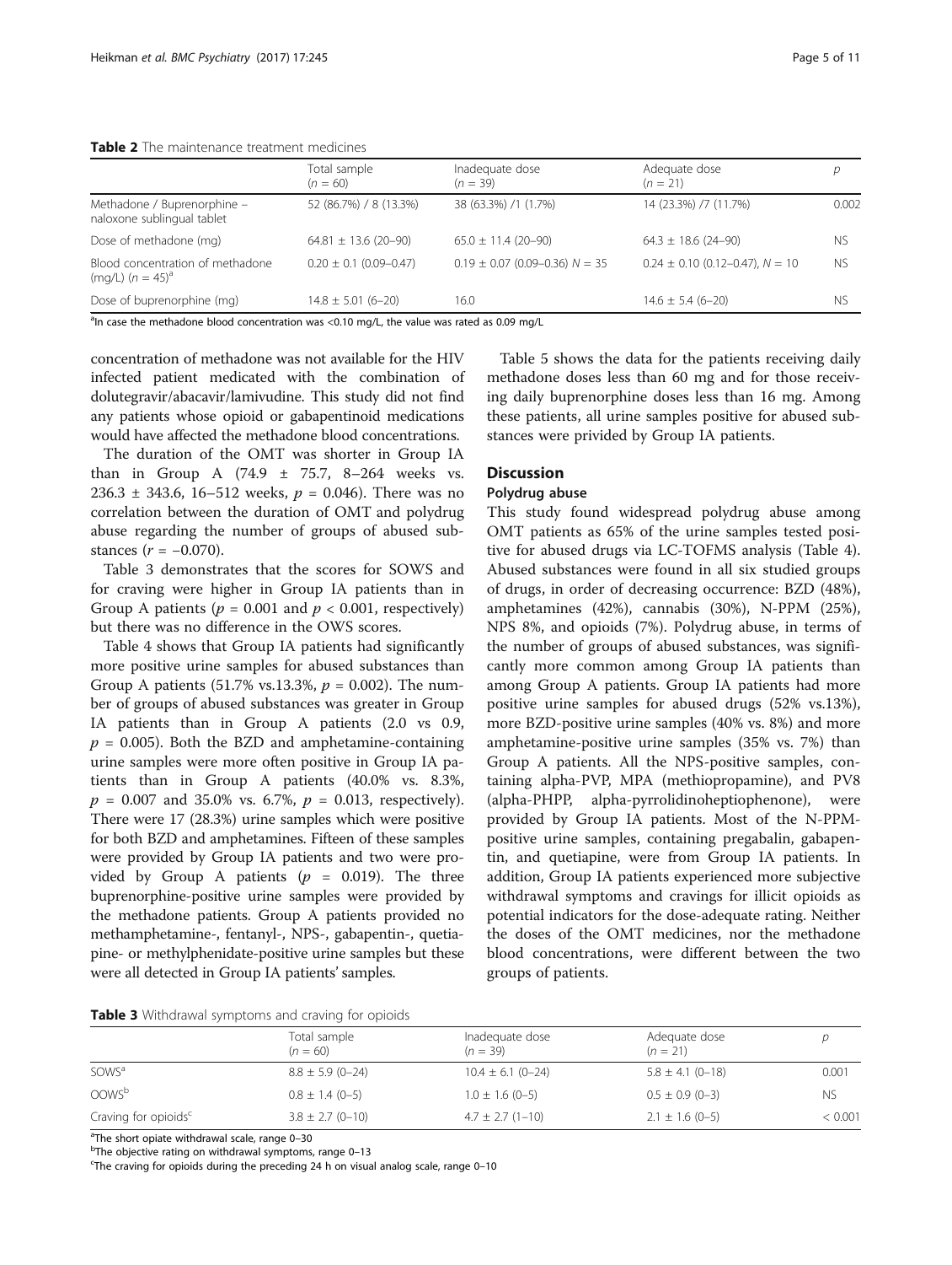**Table 2** The maintenance treatment medicines

| | Total sample ($n$ = 60) | Inadequate dose ($n$ = 39) | Adequate dose ($n$ = 21) | $p$ |
|---|---|---|---|---|
| Methadone / Buprenorphine – naloxone sublingual tablet | 52 (86.7%) / 8 (13.3%) | 38 (63.3%) /1 (1.7%) | 14 (23.3%) /7 (11.7%) | 0.002 |
| Dose of methadone (mg) | 64.81 ± 13.6 (20–90) | 65.0 ± 11.4 (20–90) | 64.3 ± 18.6 (24–90) | NS |
| Blood concentration of methadone (mg/L) ($n$ = 45)[a] | 0.20 ± 0.1 (0.09–0.47) | 0.19 ± 0.07 (0.09–0.36) $N$ = 35 | 0.24 ± 0.10 (0.12–0.47), $N$ = 10 | NS |
| Dose of buprenorphine (mg) | 14.8 ± 5.01 (6–20) | 16.0 | 14.6 ± 5.4 (6–20) | NS |

[a]In case the methadone blood concentration was <0.10 mg/L, the value was rated as 0.09 mg/L

concentration of methadone was not available for the HIV infected patient medicated with the combination of dolutegravir/abacavir/lamivudine. This study did not find any patients whose opioid or gabapentinoid medications would have affected the methadone blood concentrations.

The duration of the OMT was shorter in Group IA than in Group A (74.9 ± 75.7, 8–264 weeks vs. 236.3 ± 343.6, 16–512 weeks, $p$ = 0.046). There was no correlation between the duration of OMT and polydrug abuse regarding the number of groups of abused substances ($r$ = −0.070).

Table 3 demonstrates that the scores for SOWS and for craving were higher in Group IA patients than in Group A patients ($p$ = 0.001 and $p$ < 0.001, respectively) but there was no difference in the OWS scores.

Table 4 shows that Group IA patients had significantly more positive urine samples for abused substances than Group A patients (51.7% vs.13.3%, $p$ = 0.002). The number of groups of abused substances was greater in Group IA patients than in Group A patients (2.0 vs 0.9, $p$ = 0.005). Both the BZD and amphetamine-containing urine samples were more often positive in Group IA patients than in Group A patients (40.0% vs. 8.3%, $p$ = 0.007 and 35.0% vs. 6.7%, $p$ = 0.013, respectively). There were 17 (28.3%) urine samples which were positive for both BZD and amphetamines. Fifteen of these samples were provided by Group IA patients and two were provided by Group A patients ($p$ = 0.019). The three buprenorphine-positive urine samples were provided by the methadone patients. Group A patients provided no methamphetamine-, fentanyl-, NPS-, gabapentin-, quetiapine- or methylphenidate-positive urine samples but these were all detected in Group IA patients' samples.

Table 5 shows the data for the patients receiving daily methadone doses less than 60 mg and for those receiving daily buprenorphine doses less than 16 mg. Among these patients, all urine samples positive for abused substances were privided by Group IA patients.

## Discussion

### Polydrug abuse

This study found widespread polydrug abuse among OMT patients as 65% of the urine samples tested positive for abused drugs via LC-TOFMS analysis (Table 4). Abused substances were found in all six studied groups of drugs, in order of decreasing occurrence: BZD (48%), amphetamines (42%), cannabis (30%), N-PPM (25%), NPS 8%, and opioids (7%). Polydrug abuse, in terms of the number of groups of abused substances, was significantly more common among Group IA patients than among Group A patients. Group IA patients had more positive urine samples for abused drugs (52% vs.13%), more BZD-positive urine samples (40% vs. 8%) and more amphetamine-positive urine samples (35% vs. 7%) than Group A patients. All the NPS-positive samples, containing alpha-PVP, MPA (methiopropamine), and PV8 (alpha-PHPP, alpha-pyrrolidinoheptiophenone), were provided by Group IA patients. Most of the N-PPM-positive urine samples, containing pregabalin, gabapentin, and quetiapine, were from Group IA patients. In addition, Group IA patients experienced more subjective withdrawal symptoms and cravings for illicit opioids as potential indicators for the dose-adequate rating. Neither the doses of the OMT medicines, nor the methadone blood concentrations, were different between the two groups of patients.

**Table 3** Withdrawal symptoms and craving for opioids

| | Total sample ($n$ = 60) | Inadequate dose ($n$ = 39) | Adequate dose ($n$ = 21) | $p$ |
|---|---|---|---|---|
| SOWS[a] | 8.8 ± 5.9 (0–24) | 10.4 ± 6.1 (0–24) | 5.8 ± 4.1 (0–18) | 0.001 |
| OOWS[b] | 0.8 ± 1.4 (0–5) | 1.0 ± 1.6 (0–5) | 0.5 ± 0.9 (0–3) | NS |
| Craving for opioids[c] | 3.8 ± 2.7 (0–10) | 4.7 ± 2.7 (1–10) | 2.1 ± 1.6 (0–5) | < 0.001 |

[a]The short opiate withdrawal scale, range 0–30
[b]The objective rating on withdrawal symptoms, range 0–13
[c]The craving for opioids during the preceding 24 h on visual analog scale, range 0–10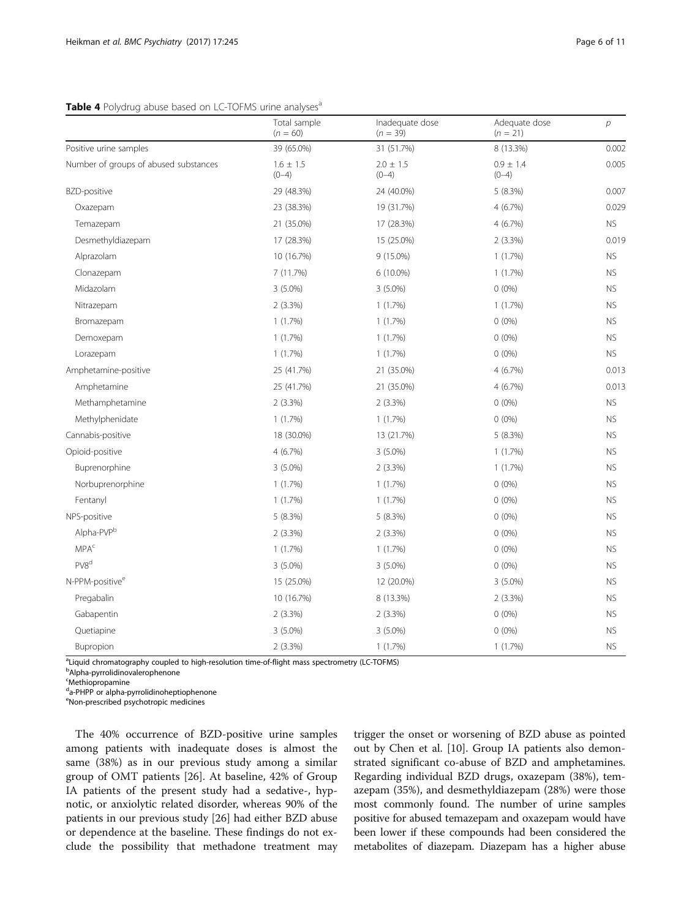**Table 4** Polydrug abuse based on LC-TOFMS urine analyses[a]

| | Total sample ($n = 60$) | Inadequate dose ($n = 39$) | Adequate dose ($n = 21$) | $p$ |
|---|---|---|---|---|
| Positive urine samples | 39 (65.0%) | 31 (51.7%) | 8 (13.3%) | 0.002 |
| Number of groups of abused substances | 1.6 ± 1.5 (0–4) | 2.0 ± 1.5 (0–4) | 0.9 ± 1.4 (0–4) | 0.005 |
| BZD-positive | 29 (48.3%) | 24 (40.0%) | 5 (8.3%) | 0.007 |
| Oxazepam | 23 (38.3%) | 19 (31.7%) | 4 (6.7%) | 0.029 |
| Temazepam | 21 (35.0%) | 17 (28.3%) | 4 (6.7%) | NS |
| Desmethyldiazepam | 17 (28.3%) | 15 (25.0%) | 2 (3.3%) | 0.019 |
| Alprazolam | 10 (16.7%) | 9 (15.0%) | 1 (1.7%) | NS |
| Clonazepam | 7 (11.7%) | 6 (10.0%) | 1 (1.7%) | NS |
| Midazolam | 3 (5.0%) | 3 (5.0%) | 0 (0%) | NS |
| Nitrazepam | 2 (3.3%) | 1 (1.7%) | 1 (1.7%) | NS |
| Bromazepam | 1 (1.7%) | 1 (1.7%) | 0 (0%) | NS |
| Demoxepam | 1 (1.7%) | 1 (1.7%) | 0 (0%) | NS |
| Lorazepam | 1 (1.7%) | 1 (1.7%) | 0 (0%) | NS |
| Amphetamine-positive | 25 (41.7%) | 21 (35.0%) | 4 (6.7%) | 0.013 |
| Amphetamine | 25 (41.7%) | 21 (35.0%) | 4 (6.7%) | 0.013 |
| Methamphetamine | 2 (3.3%) | 2 (3.3%) | 0 (0%) | NS |
| Methylphenidate | 1 (1.7%) | 1 (1.7%) | 0 (0%) | NS |
| Cannabis-positive | 18 (30.0%) | 13 (21.7%) | 5 (8.3%) | NS |
| Opioid-positive | 4 (6.7%) | 3 (5.0%) | 1 (1.7%) | NS |
| Buprenorphine | 3 (5.0%) | 2 (3.3%) | 1 (1.7%) | NS |
| Norbuprenorphine | 1 (1.7%) | 1 (1.7%) | 0 (0%) | NS |
| Fentanyl | 1 (1.7%) | 1 (1.7%) | 0 (0%) | NS |
| NPS-positive | 5 (8.3%) | 5 (8.3%) | 0 (0%) | NS |
| Alpha-PVP[b] | 2 (3.3%) | 2 (3.3%) | 0 (0%) | NS |
| MPA[c] | 1 (1.7%) | 1 (1.7%) | 0 (0%) | NS |
| PV8[d] | 3 (5.0%) | 3 (5.0%) | 0 (0%) | NS |
| N-PPM-positive[e] | 15 (25.0%) | 12 (20.0%) | 3 (5.0%) | NS |
| Pregabalin | 10 (16.7%) | 8 (13.3%) | 2 (3.3%) | NS |
| Gabapentin | 2 (3.3%) | 2 (3.3%) | 0 (0%) | NS |
| Quetiapine | 3 (5.0%) | 3 (5.0%) | 0 (0%) | NS |
| Bupropion | 2 (3.3%) | 1 (1.7%) | 1 (1.7%) | NS |

[a]Liquid chromatography coupled to high-resolution time-of-flight mass spectrometry (LC-TOFMS)
[b]Alpha-pyrrolidinovalerophenone
[c]Methiopropamine
[d]a-PHPP or alpha-pyrrolidinoheptiophenone
[e]Non-prescribed psychotropic medicines

The 40% occurrence of BZD-positive urine samples among patients with inadequate doses is almost the same (38%) as in our previous study among a similar group of OMT patients [26]. At baseline, 42% of Group IA patients of the present study had a sedative-, hypnotic, or anxiolytic related disorder, whereas 90% of the patients in our previous study [26] had either BZD abuse or dependence at the baseline. These findings do not exclude the possibility that methadone treatment may trigger the onset or worsening of BZD abuse as pointed out by Chen et al. [10]. Group IA patients also demonstrated significant co-abuse of BZD and amphetamines. Regarding individual BZD drugs, oxazepam (38%), temazepam (35%), and desmethyldiazepam (28%) were those most commonly found. The number of urine samples positive for abused temazepam and oxazepam would have been lower if these compounds had been considered the metabolites of diazepam. Diazepam has a higher abuse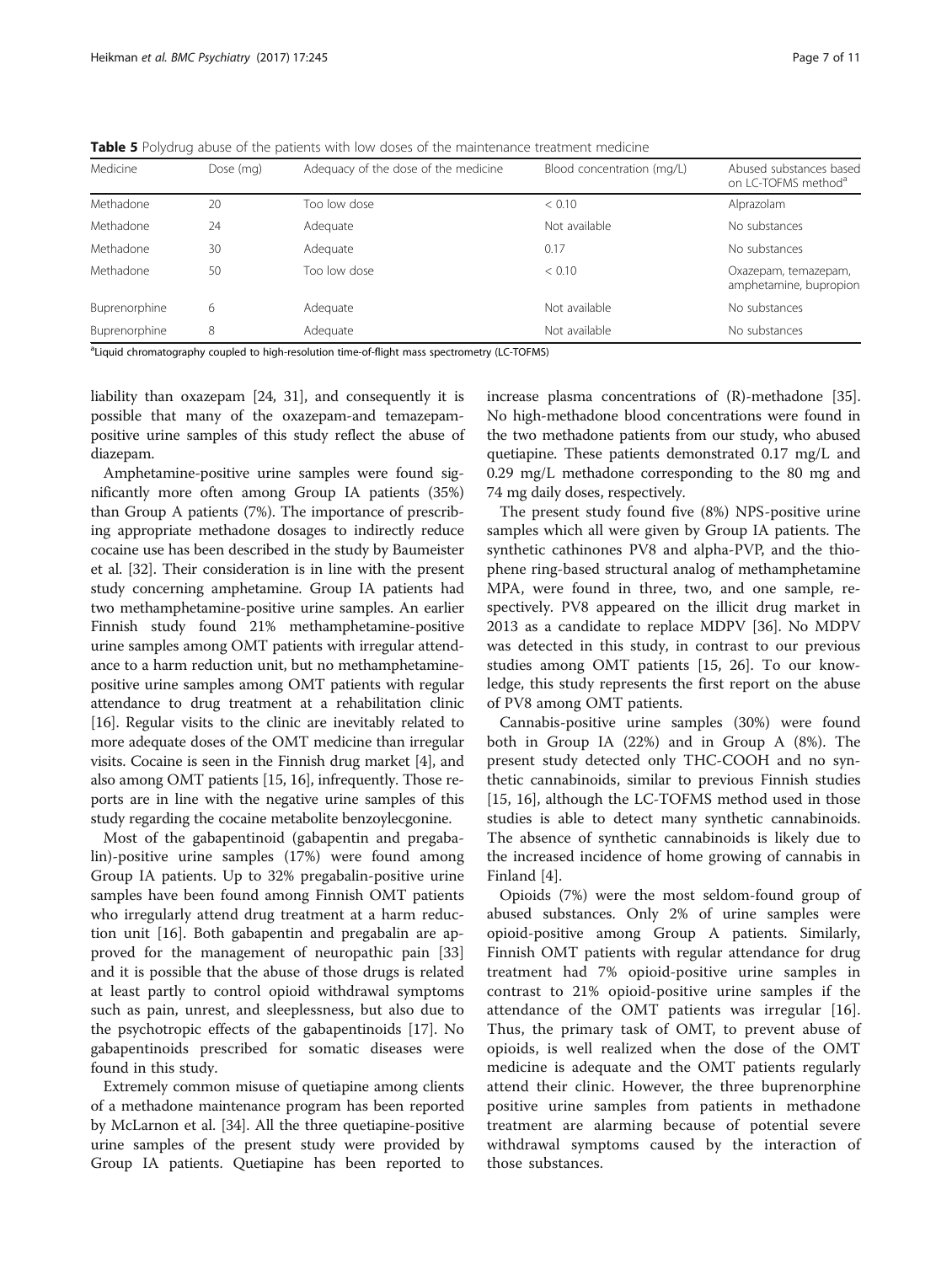**Table 5** Polydrug abuse of the patients with low doses of the maintenance treatment medicine

| Medicine | Dose (mg) | Adequacy of the dose of the medicine | Blood concentration (mg/L) | Abused substances based on LC-TOFMS method[a] |
|---|---|---|---|---|
| Methadone | 20 | Too low dose | < 0.10 | Alprazolam |
| Methadone | 24 | Adequate | Not available | No substances |
| Methadone | 30 | Adequate | 0.17 | No substances |
| Methadone | 50 | Too low dose | < 0.10 | Oxazepam, temazepam, amphetamine, bupropion |
| Buprenorphine | 6 | Adequate | Not available | No substances |
| Buprenorphine | 8 | Adequate | Not available | No substances |

[a]Liquid chromatography coupled to high-resolution time-of-flight mass spectrometry (LC-TOFMS)

liability than oxazepam [24, 31], and consequently it is possible that many of the oxazepam-and temazepam-positive urine samples of this study reflect the abuse of diazepam.

Amphetamine-positive urine samples were found significantly more often among Group IA patients (35%) than Group A patients (7%). The importance of prescribing appropriate methadone dosages to indirectly reduce cocaine use has been described in the study by Baumeister et al. [32]. Their consideration is in line with the present study concerning amphetamine. Group IA patients had two methamphetamine-positive urine samples. An earlier Finnish study found 21% methamphetamine-positive urine samples among OMT patients with irregular attendance to a harm reduction unit, but no methamphetamine-positive urine samples among OMT patients with regular attendance to drug treatment at a rehabilitation clinic [16]. Regular visits to the clinic are inevitably related to more adequate doses of the OMT medicine than irregular visits. Cocaine is seen in the Finnish drug market [4], and also among OMT patients [15, 16], infrequently. Those reports are in line with the negative urine samples of this study regarding the cocaine metabolite benzoylecgonine.

Most of the gabapentinoid (gabapentin and pregabalin)-positive urine samples (17%) were found among Group IA patients. Up to 32% pregabalin-positive urine samples have been found among Finnish OMT patients who irregularly attend drug treatment at a harm reduction unit [16]. Both gabapentin and pregabalin are approved for the management of neuropathic pain [33] and it is possible that the abuse of those drugs is related at least partly to control opioid withdrawal symptoms such as pain, unrest, and sleeplessness, but also due to the psychotropic effects of the gabapentinoids [17]. No gabapentinoids prescribed for somatic diseases were found in this study.

Extremely common misuse of quetiapine among clients of a methadone maintenance program has been reported by McLarnon et al. [34]. All the three quetiapine-positive urine samples of the present study were provided by Group IA patients. Quetiapine has been reported to increase plasma concentrations of (R)-methadone [35]. No high-methadone blood concentrations were found in the two methadone patients from our study, who abused quetiapine. These patients demonstrated 0.17 mg/L and 0.29 mg/L methadone corresponding to the 80 mg and 74 mg daily doses, respectively.

The present study found five (8%) NPS-positive urine samples which all were given by Group IA patients. The synthetic cathinones PV8 and alpha-PVP, and the thiophene ring-based structural analog of methamphetamine MPA, were found in three, two, and one sample, respectively. PV8 appeared on the illicit drug market in 2013 as a candidate to replace MDPV [36]. No MDPV was detected in this study, in contrast to our previous studies among OMT patients [15, 26]. To our knowledge, this study represents the first report on the abuse of PV8 among OMT patients.

Cannabis-positive urine samples (30%) were found both in Group IA (22%) and in Group A (8%). The present study detected only THC-COOH and no synthetic cannabinoids, similar to previous Finnish studies [15, 16], although the LC-TOFMS method used in those studies is able to detect many synthetic cannabinoids. The absence of synthetic cannabinoids is likely due to the increased incidence of home growing of cannabis in Finland [4].

Opioids (7%) were the most seldom-found group of abused substances. Only 2% of urine samples were opioid-positive among Group A patients. Similarly, Finnish OMT patients with regular attendance for drug treatment had 7% opioid-positive urine samples in contrast to 21% opioid-positive urine samples if the attendance of the OMT patients was irregular [16]. Thus, the primary task of OMT, to prevent abuse of opioids, is well realized when the dose of the OMT medicine is adequate and the OMT patients regularly attend their clinic. However, the three buprenorphine positive urine samples from patients in methadone treatment are alarming because of potential severe withdrawal symptoms caused by the interaction of those substances.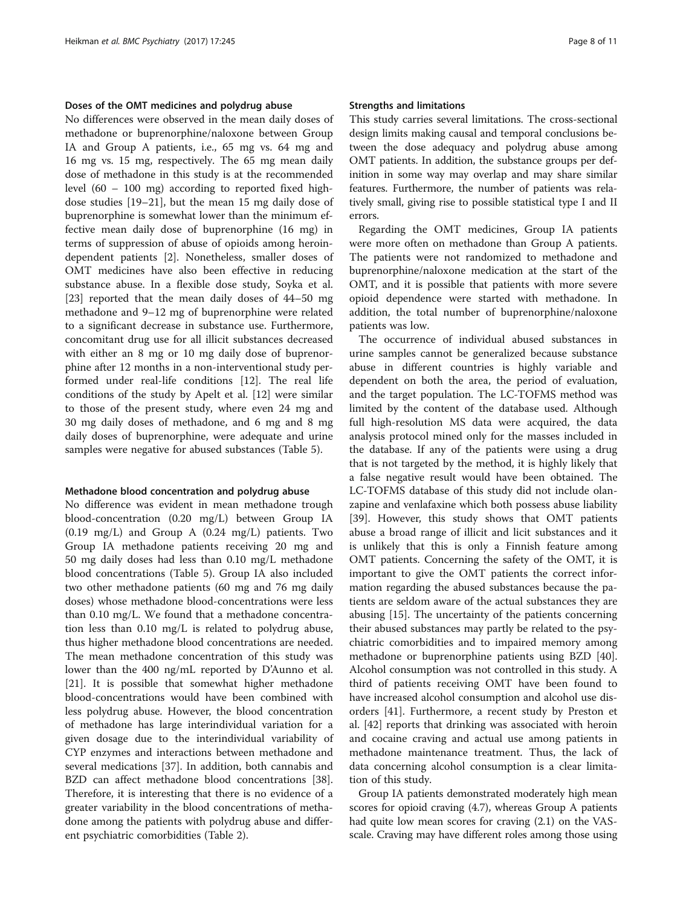#### Doses of the OMT medicines and polydrug abuse

No differences were observed in the mean daily doses of methadone or buprenorphine/naloxone between Group IA and Group A patients, i.e., 65 mg vs. 64 mg and 16 mg vs. 15 mg, respectively. The 65 mg mean daily dose of methadone in this study is at the recommended level (60 – 100 mg) according to reported fixed high-dose studies [19–21], but the mean 15 mg daily dose of buprenorphine is somewhat lower than the minimum effective mean daily dose of buprenorphine (16 mg) in terms of suppression of abuse of opioids among heroin-dependent patients [2]. Nonetheless, smaller doses of OMT medicines have also been effective in reducing substance abuse. In a flexible dose study, Soyka et al. [23] reported that the mean daily doses of 44–50 mg methadone and 9–12 mg of buprenorphine were related to a significant decrease in substance use. Furthermore, concomitant drug use for all illicit substances decreased with either an 8 mg or 10 mg daily dose of buprenorphine after 12 months in a non-interventional study performed under real-life conditions [12]. The real life conditions of the study by Apelt et al. [12] were similar to those of the present study, where even 24 mg and 30 mg daily doses of methadone, and 6 mg and 8 mg daily doses of buprenorphine, were adequate and urine samples were negative for abused substances (Table 5).

#### Methadone blood concentration and polydrug abuse

No difference was evident in mean methadone trough blood-concentration (0.20 mg/L) between Group IA (0.19 mg/L) and Group A (0.24 mg/L) patients. Two Group IA methadone patients receiving 20 mg and 50 mg daily doses had less than 0.10 mg/L methadone blood concentrations (Table 5). Group IA also included two other methadone patients (60 mg and 76 mg daily doses) whose methadone blood-concentrations were less than 0.10 mg/L. We found that a methadone concentration less than 0.10 mg/L is related to polydrug abuse, thus higher methadone blood concentrations are needed. The mean methadone concentration of this study was lower than the 400 ng/mL reported by D'Aunno et al. [21]. It is possible that somewhat higher methadone blood-concentrations would have been combined with less polydrug abuse. However, the blood concentration of methadone has large interindividual variation for a given dosage due to the interindividual variability of CYP enzymes and interactions between methadone and several medications [37]. In addition, both cannabis and BZD can affect methadone blood concentrations [38]. Therefore, it is interesting that there is no evidence of a greater variability in the blood concentrations of methadone among the patients with polydrug abuse and different psychiatric comorbidities (Table 2).

#### Strengths and limitations

This study carries several limitations. The cross-sectional design limits making causal and temporal conclusions between the dose adequacy and polydrug abuse among OMT patients. In addition, the substance groups per definition in some way may overlap and may share similar features. Furthermore, the number of patients was relatively small, giving rise to possible statistical type I and II errors.

Regarding the OMT medicines, Group IA patients were more often on methadone than Group A patients. The patients were not randomized to methadone and buprenorphine/naloxone medication at the start of the OMT, and it is possible that patients with more severe opioid dependence were started with methadone. In addition, the total number of buprenorphine/naloxone patients was low.

The occurrence of individual abused substances in urine samples cannot be generalized because substance abuse in different countries is highly variable and dependent on both the area, the period of evaluation, and the target population. The LC-TOFMS method was limited by the content of the database used. Although full high-resolution MS data were acquired, the data analysis protocol mined only for the masses included in the database. If any of the patients were using a drug that is not targeted by the method, it is highly likely that a false negative result would have been obtained. The LC-TOFMS database of this study did not include olanzapine and venlafaxine which both possess abuse liability [39]. However, this study shows that OMT patients abuse a broad range of illicit and licit substances and it is unlikely that this is only a Finnish feature among OMT patients. Concerning the safety of the OMT, it is important to give the OMT patients the correct information regarding the abused substances because the patients are seldom aware of the actual substances they are abusing [15]. The uncertainty of the patients concerning their abused substances may partly be related to the psychiatric comorbidities and to impaired memory among methadone or buprenorphine patients using BZD [40]. Alcohol consumption was not controlled in this study. A third of patients receiving OMT have been found to have increased alcohol consumption and alcohol use disorders [41]. Furthermore, a recent study by Preston et al. [42] reports that drinking was associated with heroin and cocaine craving and actual use among patients in methadone maintenance treatment. Thus, the lack of data concerning alcohol consumption is a clear limitation of this study.

Group IA patients demonstrated moderately high mean scores for opioid craving (4.7), whereas Group A patients had quite low mean scores for craving (2.1) on the VAS-scale. Craving may have different roles among those using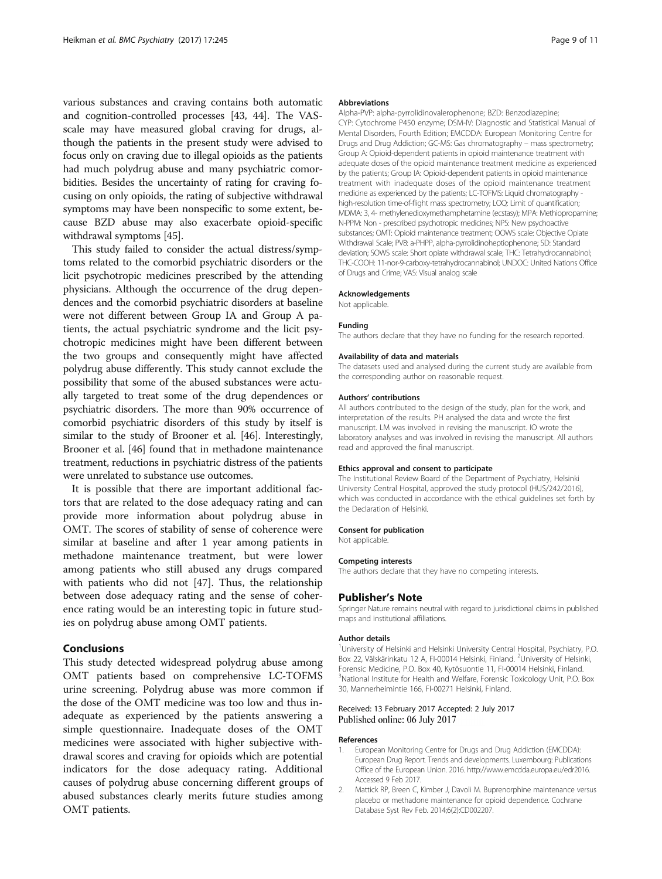various substances and craving contains both automatic and cognition-controlled processes [43, 44]. The VAS-scale may have measured global craving for drugs, although the patients in the present study were advised to focus only on craving due to illegal opioids as the patients had much polydrug abuse and many psychiatric comorbidities. Besides the uncertainty of rating for craving focusing on only opioids, the rating of subjective withdrawal symptoms may have been nonspecific to some extent, because BZD abuse may also exacerbate opioid-specific withdrawal symptoms [45].

This study failed to consider the actual distress/symptoms related to the comorbid psychiatric disorders or the licit psychotropic medicines prescribed by the attending physicians. Although the occurrence of the drug dependences and the comorbid psychiatric disorders at baseline were not different between Group IA and Group A patients, the actual psychiatric syndrome and the licit psychotropic medicines might have been different between the two groups and consequently might have affected polydrug abuse differently. This study cannot exclude the possibility that some of the abused substances were actually targeted to treat some of the drug dependences or psychiatric disorders. The more than 90% occurrence of comorbid psychiatric disorders of this study by itself is similar to the study of Brooner et al. [46]. Interestingly, Brooner et al. [46] found that in methadone maintenance treatment, reductions in psychiatric distress of the patients were unrelated to substance use outcomes.

It is possible that there are important additional factors that are related to the dose adequacy rating and can provide more information about polydrug abuse in OMT. The scores of stability of sense of coherence were similar at baseline and after 1 year among patients in methadone maintenance treatment, but were lower among patients who still abused any drugs compared with patients who did not [47]. Thus, the relationship between dose adequacy rating and the sense of coherence rating would be an interesting topic in future studies on polydrug abuse among OMT patients.

## Conclusions

This study detected widespread polydrug abuse among OMT patients based on comprehensive LC-TOFMS urine screening. Polydrug abuse was more common if the dose of the OMT medicine was too low and thus inadequate as experienced by the patients answering a simple questionnaire. Inadequate doses of the OMT medicines were associated with higher subjective withdrawal scores and craving for opioids which are potential indicators for the dose adequacy rating. Additional causes of polydrug abuse concerning different groups of abused substances clearly merits future studies among OMT patients.

#### Abbreviations

Alpha-PVP: alpha-pyrrolidinovalerophenone; BZD: Benzodiazepine; CYP: Cytochrome P450 enzyme; DSM-IV: Diagnostic and Statistical Manual of Mental Disorders, Fourth Edition; EMCDDA: European Monitoring Centre for Drugs and Drug Addiction; GC-MS: Gas chromatography – mass spectrometry; Group A: Opioid-dependent patients in opioid maintenance treatment with adequate doses of the opioid maintenance treatment medicine as experienced by the patients; Group IA: Opioid-dependent patients in opioid maintenance treatment with inadequate doses of the opioid maintenance treatment medicine as experienced by the patients; LC-TOFMS: Liquid chromatography - high-resolution time-of-flight mass spectrometry; LOQ: Limit of quantification; MDMA: 3, 4- methylenedioxymethamphetamine (ecstasy); MPA: Methiopropamine; N-PPM: Non - prescribed psychotropic medicines; NPS: New psychoactive substances; OMT: Opioid maintenance treatment; OOWS scale: Objective Opiate Withdrawal Scale; PV8: a-PHPP, alpha-pyrrolidinoheptiophenone; SD: Standard deviation; SOWS scale: Short opiate withdrawal scale; THC: Tetrahydrocannabinol; THC-COOH: 11-nor-9-carboxy-tetrahydrocannabinol; UNDOC: United Nations Office of Drugs and Crime; VAS: Visual analog scale

#### Acknowledgements

Not applicable.

#### Funding

The authors declare that they have no funding for the research reported.

#### Availability of data and materials

The datasets used and analysed during the current study are available from the corresponding author on reasonable request.

#### Authors' contributions

All authors contributed to the design of the study, plan for the work, and interpretation of the results. PH analysed the data and wrote the first manuscript. LM was involved in revising the manuscript. IO wrote the laboratory analyses and was involved in revising the manuscript. All authors read and approved the final manuscript.

#### Ethics approval and consent to participate

The Institutional Review Board of the Department of Psychiatry, Helsinki University Central Hospital, approved the study protocol (HUS/242/2016), which was conducted in accordance with the ethical guidelines set forth by the Declaration of Helsinki.

#### Consent for publication

Not applicable.

#### Competing interests

The authors declare that they have no competing interests.

## Publisher's Note

Springer Nature remains neutral with regard to jurisdictional claims in published maps and institutional affiliations.

#### Author details

[1]University of Helsinki and Helsinki University Central Hospital, Psychiatry, P.O. Box 22, Välskärinkatu 12 A, FI-00014 Helsinki, Finland. [2]University of Helsinki, Forensic Medicine, P.O. Box 40, Kytösuontie 11, FI-00014 Helsinki, Finland. [3]National Institute for Health and Welfare, Forensic Toxicology Unit, P.O. Box 30, Mannerheimintie 166, FI-00271 Helsinki, Finland.

Received: 13 February 2017 Accepted: 2 July 2017
Published online: 06 July 2017

#### References

1. European Monitoring Centre for Drugs and Drug Addiction (EMCDDA): European Drug Report. Trends and developments. Luxembourg: Publications Office of the European Union. 2016. http://www.emcdda.europa.eu/edr2016. Accessed 9 Feb 2017.
2. Mattick RP, Breen C, Kimber J, Davoli M. Buprenorphine maintenance versus placebo or methadone maintenance for opioid dependence. Cochrane Database Syst Rev Feb. 2014;6(2):CD002207.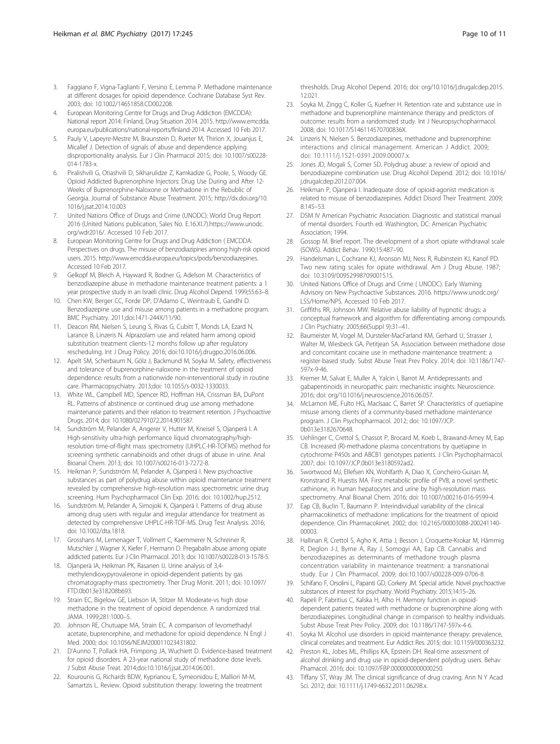3. Faggiano F, Vigna-Taglianti F, Versino E, Lemma P. Methadone maintenance at different dosages for opioid dependence. Cochrane Database Syst Rev. 2003; doi: 10.1002/14651858.CD002208.
4. European Monitoring Centre for Drugs and Drug Addiction (EMCDDA): National report 2014: Finland, Drug Situation 2014. 2015. http://www.emcdda.europa.eu/publications/national-reports/finland-2014. Accessed 10 Feb 2017.
5. Pauly V, Lapeyre-Mestre M, Braunstein D, Rueter M, Thirion X, Jouanjus E, Micallef J. Detection of signals of abuse and dependence applying disproportionality analysis. Eur J Clin Pharmacol 2015; doi: 10.1007/s00228-014-1783-x.
6. Piralishvili G, Otiashvili D, Sikharulidze Z, Kamkadize G, Poole, S, Woody GE. Opioid Addicted Buprenorphine Injectors: Drug Use During and After 12-Weeks of Buprenorphine-Naloxone or Methadone in the Rebublic of Georgia. Journal of Substance Abuse Treatment. 2015; http://dx.doi.org/10.1016/j.jsat.2014.10.003
7. United Nations Office of Drugs and Crime (UNODC): World Drug Report 2016 (United Nations publication, Sales No. E.16.XI.7).https://www.unodc.org/wdr2016/. Accessed 10 Feb 2017.
8. European Monitoring Centre for Drugs and Drug Addiction ( EMCDDA: Perspectives on drugs. The misuse of benzodiazipines among high-risk opioid users. 2015. http://www.emcdda.europa.eu/topics/pods/benzodiazepines. Accessed 10 Feb 2017.
9. Gelkopf M, Bleich A, Hayward R, Bodner G, Adelson M. Characteristics of benzodiazepine abuse in methadone maintenance treatment patients: a 1 year prospective study in an Israeli clinic. Drug Alcohol Depend. 1999;55:63–8.
10. Chen KW, Berger CC, Forde DP, D'Adamo C, Weintraub E, Gandhi D. Benzodiazepine use and misuse among patients in a methadone program. BMC Psychiatry. 2011;doi:1471-244X/11/90.
11. Deacon RM, Nielsen S, Leung S, Rivas G, Cubitt T, Monds LA, Ezard N, Larance B, Linzeris N. Alprazolam use and related harm among opioid substitution treatment clients-12 months follow up after regulatory rescheduling. Int J Drug Policy. 2016; doi:10.1016/j.drugpo.2016.06.006.
12. Apelt SM, Scherbaum N, Gölz J, Backmund M, Soyka M. Safety, effectiveness and tolerance of buprenorphine-naloxone in the treatment of opioid dependence: results from a nationwide non-interventional study in routine care. Pharmacopsychiatry. 2013;doi: 10.1055/s-0032-1330033.
13. White WL, Campbell MD, Spencer RD, Hoffman HA, Crissman BA, DuPont RL. Patterns of abstinence or continued drug use among methadone maintenance patients and their relation to treatment retention. J Psychoactive Drugs. 2014; doi: 10.1080/02791072.2014.901587.
14. Sundström M, Pelander A, Angerer V, Hutter M, Kneisel S, Ojanperä I. A High-sensitivity ultra-high performance liquid chromatography/high-resolution time-of-flight mass spectrometry (UHPLC-HR-TOFMS) method for screening synthetic cannabinoids and other drugs of abuse in urine. Anal Bioanal Chem. 2013; doi: 10.1007/s00216-013-7272-8.
15. Heikman P, Sundstrröm M, Pelander A, Ojanperä I. New psychoactive substances as part of polydrug abuse within opioid maintenance treatment revealed by comprehensive high-resolution mass spectrometric urine drug screening. Hum Psychopharmacol Clin Exp. 2016; doi: 10.1002/hup.2512.
16. Sundström M, Pelander A, Simojoki K, Ojanperä I. Patterns of drug abuse among drug users with regular and irregular attendance for treatment as detected by comprehensive UHPLC-HR-TOF-MS. Drug Test Analysis. 2016; doi: 10.1002/dta.1818.
17. Grosshans M, Lemenager T, Vollmert C, Kaemmerer N, Schreiner R, Mutschler J, Wagner X, Kiefer F, Hermann D. Pregabalin abuse among opiate addicted patients. Eur J Clin Pharmacol. 2013; doi: 10.1007/s00228-013-1578-5.
18. Ojanperä IA, Heikman PK, Rasanen IJ. Urine analysis of 3,4-methylendioxypyrovalerone in opioid-dependent patients by gas chromatography-mass spectrometry. Ther Drug Monit. 2011; doi: 10.1097/FTD.0b013e318208b693.
19. Strain EC, Bigelow GE, Liebson IA, Stitzer M. Moderate-vs high dose methadone in the treatment of opioid dependence. A randomized trial. JAMA. 1999;281:1000–5.
20. Johnson RE, Chutuape MA, Strain EC. A comparison of levomethadyl acetate, buprenorphine, and methadone for opioid dependence. N Engl J Med. 2000; doi: 10.1056/NEJM200011023431802.
21. D'Aunno T, Pollack HA, Frimpong JA, Wuchiett D. Evidence-based treatment for opioid disorders. A 23-year national study of methadone dose levels. J Subst Abuse Treat. 2014;doi:10.1016/j.jsat.2014.06.001.
22. Kourounis G, Richards BDW, Kyprianou E, Symeonidou E, Malliori M-M, Samartzis L. Review. Opioid substitution therapy: lowering the treatment thresholds. Drug Alcohol Depend. 2016; doi: org/10.1016/j.drugalcdep.2015.12.021.
23. Soyka M, Zingg C, Koller G, Kuefner H. Retention rate and substance use in methadone and buprenorphine maintenance therapy and predictors of outcome: results from a randomized study. Int J Neuropsychopharmacol. 2008; doi: 10.1017/S146114570700836X.
24. Linzeris N, Nielsen S. Benzodiazepines, methadone and buprenorphine: interactions and clinical management. American J Addict. 2009; doi: 10.1111/j.1521-0391.2009.00007.x.
25. Jones JD, Mogali S, Comer SD. Polydrug abuse: a review of opioid and benzodiazepine combination use. Drug Alcohol Depend. 2012; doi: 10.1016/j.drugalcdep.2012.07.004.
26. Heikman P, Ojanperä I. Inadequate dose of opioid-agonist medication is related to misuse of benzodiazepines. Addict Disord Their Treatment. 2009; 8:145–53.
27. DSM IV American Psychiatric Association. Diagnostic and statistical manual of mental disorders. Fourth ed. Washington, DC: American Psychiatric Association; 1994.
28. Gossop M. Brief report. The development of a short opiate withdrawal scale (SOWS). Addict Behav. 1990;15:487–90.
29. Handelsman L, Cochrane KJ, Aronson MJ, Ness R, Rubinstein KJ, Kanof PD. Two new rating scales for opiate withdrawal. Am J Drug Abuse. 1987; doi: 10.3109/00952998709001515.
30. United Nations Office of Drugs and Crime ( UNODC). Early Warning Advisory on New Psychoactive Substances. 2016. https://www.unodc.org/LSS/Home/NPS. Accessed 10 Feb 2017.
31. Griffiths RR, Johnson MW. Relative abuse liability of hypnotic drugs: a conceptual framework and algorithm for differentiating among compounds. J Clin Psychiatry. 2005;66(Suppl 9):31–41.
32. Baumeister M, Vogel M, Dursteler-MacFarland KM, Gerhard U, Strasser J, Walter M, Wiesbeck GA, Petitjean SA. Association between methadone dose and concomitant cocaine use in methadone maintenance treatment: a register-based study. Subst Abuse Treat Prev Policy. 2014; doi: 10.1186/1747-597x-9-46.
33. Kremer M, Salvat E, Muller A, Yalcin I, Barrot M. Antidepressants and gabapentinoids in neuropathic pain: mechanistic insights. Neuroscience. 2016; doi: org/10.1016/j.neuroscience.2016.06.057.
34. McLarnon ME, Fulto HG, MacIsaac C, Barret SP. Characteristics of quetiapine misuse among clients of a community-based methadone maintenance program. J Clin Psychopharmacol. 2012; doi: 10.1097/JCP.0b013e3182670648.
35. Uehlinger C, Crettol S, Chassot P, Brocard M, Koeb L, Brawand-Amey M, Eap CB. Increased (R)-methadone plasma concentrations by quetiapine in cytochrome P450s and ABCB1 genotypes patients. J Clin Psychopharmacol. 2007; doi: 10.1097/JCP.0b013e3180592ad2.
36. Swortwood MJ, Ellefsen KN, Wohlfarth A, Diao X, Concheiro-Guisan M, Kronstrand R, Huestis MA. First metabolic profile of PV8, a novel synthetic cathinone, in human hepatocytes and urine by high-resolution mass spectrometry. Anal Bioanal Chem. 2016; doi: 10.1007/s00216-016-9599-4.
37. Eap CB, Buclin T, Baumann P. Interindividual variability of the clinical pharmacokinetics of methadone: implications for the treatment of opioid dependence. Clin Pharmacokinet. 2002; doi: 10.2165/00003088-200241140-00003.
38. Hallinan R, Crettol S, Agho K, Attia J, Besson J, Croquette-Krokar M, Hämmig R, Deglon J-J, Byrne A, Ray J, Somogyi AA, Eap CB. Cannabis and benzodiazepines as determinants of methadone trough plasma concentration variability in maintenance treatment: a transnational study. Eur J Clin Pharmacol. 2009; doi:10.1007/s00228-009-0706-8.
39. Schifano F, Orsolini L, Papanti GD, Corkery JM. Special article. Novel psychoactive substances of interest for psychiatry. World Psychiatry. 2015;14:15–26.
40. Rapeli P, Fabritius C, Kalska H, Alho H. Memory function in opioid-dependent patients treated with methadone or buprenorphine along with benzodiazepines. Longitudinal change in comparison to healthy individuals. Subst Abuse Treat Prev Policy. 2009; doi: 10.1186/1747-597x-4-6.
41. Soyka M. Alcohol use disorders in opioid maintenance therapy: prevalence, clinical correlates and treatment. Eur Addict Res. 2015; doi: 10.1159/000363232.
42. Preston KL, Jobes ML, Phillips KA, Epstein DH. Real-time assessment of alcohol drinking and drug use in opioid-dependent polydrug users. Behav Phamacol. 2016; doi: 10.1097/FBP.0000000000000250.
43. Tiffany ST, Wray JM. The clinical significance of drug craving. Ann N Y Acad Sci. 2012; doi: 10.1111/j.1749-6632.2011.06298.x.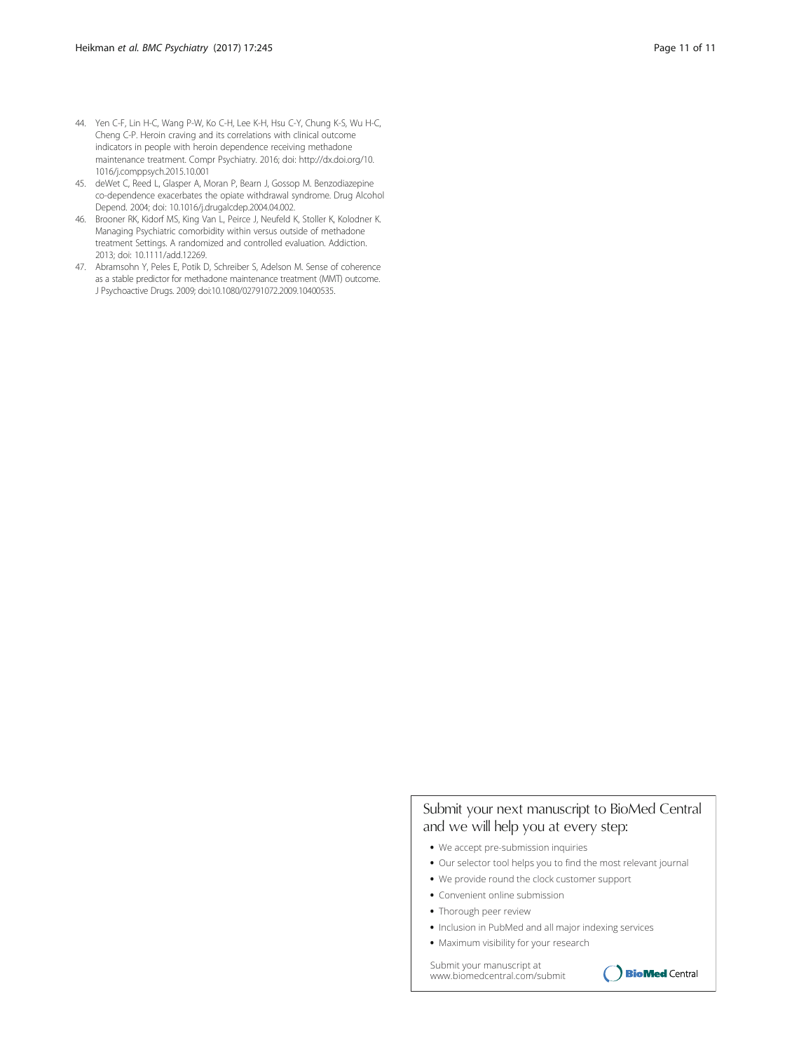44. Yen C-F, Lin H-C, Wang P-W, Ko C-H, Lee K-H, Hsu C-Y, Chung K-S, Wu H-C, Cheng C-P. Heroin craving and its correlations with clinical outcome indicators in people with heroin dependence receiving methadone maintenance treatment. Compr Psychiatry. 2016; doi: http://dx.doi.org/10.1016/j.comppsych.2015.10.001
45. deWet C, Reed L, Glasper A, Moran P, Bearn J, Gossop M. Benzodiazepine co-dependence exacerbates the opiate withdrawal syndrome. Drug Alcohol Depend. 2004; doi: 10.1016/j.drugalcdep.2004.04.002.
46. Brooner RK, Kidorf MS, King Van L, Peirce J, Neufeld K, Stoller K, Kolodner K. Managing Psychiatric comorbidity within versus outside of methadone treatment Settings. A randomized and controlled evaluation. Addiction. 2013; doi: 10.1111/add.12269.
47. Abramsohn Y, Peles E, Potik D, Schreiber S, Adelson M. Sense of coherence as a stable predictor for methadone maintenance treatment (MMT) outcome. J Psychoactive Drugs. 2009; doi:10.1080/02791072.2009.10400535.

Submit your next manuscript to BioMed Central and we will help you at every step:

- We accept pre-submission inquiries
- Our selector tool helps you to find the most relevant journal
- We provide round the clock customer support
- Convenient online submission
- Thorough peer review
- Inclusion in PubMed and all major indexing services
- Maximum visibility for your research

Submit your manuscript at
www.biomedcentral.com/submit

BioMed Central